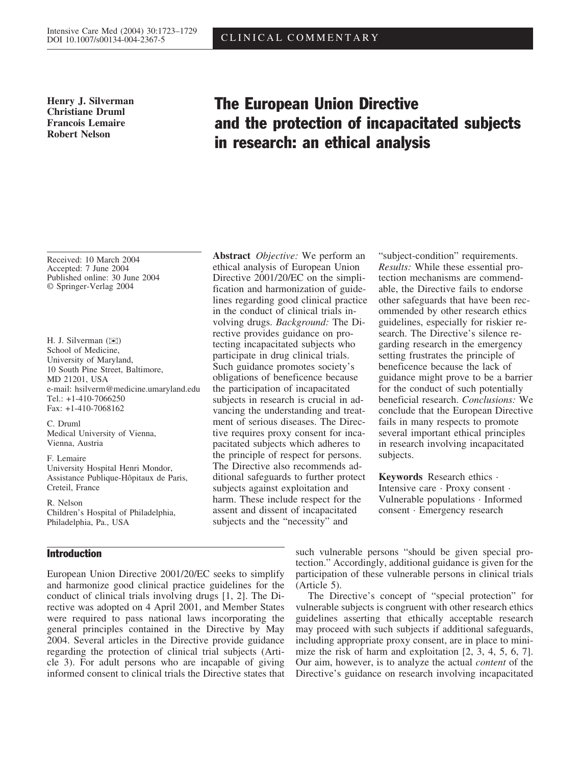**Henry J. Silverman**
**Christiane Druml**
**Francois Lemaire**
**Robert Nelson**

# The European Union Directive and the protection of incapacitated subjects in research: an ethical analysis

Received: 10 March 2004
Accepted: 7 June 2004
Published online: 30 June 2004
© Springer-Verlag 2004

H. J. Silverman (✉)
School of Medicine,
University of Maryland,
10 South Pine Street, Baltimore,
MD 21201, USA
e-mail: hsilverm@medicine.umaryland.edu
Tel.: +1-410-7066250
Fax: +1-410-7068162

C. Druml
Medical University of Vienna,
Vienna, Austria

F. Lemaire
University Hospital Henri Mondor,
Assistance Publique-Hôpitaux de Paris,
Creteil, France

R. Nelson
Children's Hospital of Philadelphia,
Philadelphia, Pa., USA

**Abstract** *Objective:* We perform an ethical analysis of European Union Directive 2001/20/EC on the simplification and harmonization of guidelines regarding good clinical practice in the conduct of clinical trials involving drugs. *Background:* The Directive provides guidance on protecting incapacitated subjects who participate in drug clinical trials. Such guidance promotes society's obligations of beneficence because the participation of incapacitated subjects in research is crucial in advancing the understanding and treatment of serious diseases. The Directive requires proxy consent for incapacitated subjects which adheres to the principle of respect for persons. The Directive also recommends additional safeguards to further protect subjects against exploitation and harm. These include respect for the assent and dissent of incapacitated subjects and the "necessity" and "subject-condition" requirements. *Results:* While these essential protection mechanisms are commendable, the Directive fails to endorse other safeguards that have been recommended by other research ethics guidelines, especially for riskier research. The Directive's silence regarding research in the emergency setting frustrates the principle of beneficence because the lack of guidance might prove to be a barrier for the conduct of such potentially beneficial research. *Conclusions:* We conclude that the European Directive fails in many respects to promote several important ethical principles in research involving incapacitated subjects.

**Keywords** Research ethics · Intensive care · Proxy consent · Vulnerable populations · Informed consent · Emergency research

## Introduction

European Union Directive 2001/20/EC seeks to simplify and harmonize good clinical practice guidelines for the conduct of clinical trials involving drugs [1, 2]. The Directive was adopted on 4 April 2001, and Member States were required to pass national laws incorporating the general principles contained in the Directive by May 2004. Several articles in the Directive provide guidance regarding the protection of clinical trial subjects (Article 3). For adult persons who are incapable of giving informed consent to clinical trials the Directive states that such vulnerable persons "should be given special protection." Accordingly, additional guidance is given for the participation of these vulnerable persons in clinical trials (Article 5).

The Directive's concept of "special protection" for vulnerable subjects is congruent with other research ethics guidelines asserting that ethically acceptable research may proceed with such subjects if additional safeguards, including appropriate proxy consent, are in place to minimize the risk of harm and exploitation [2, 3, 4, 5, 6, 7]. Our aim, however, is to analyze the actual *content* of the Directive's guidance on research involving incapacitated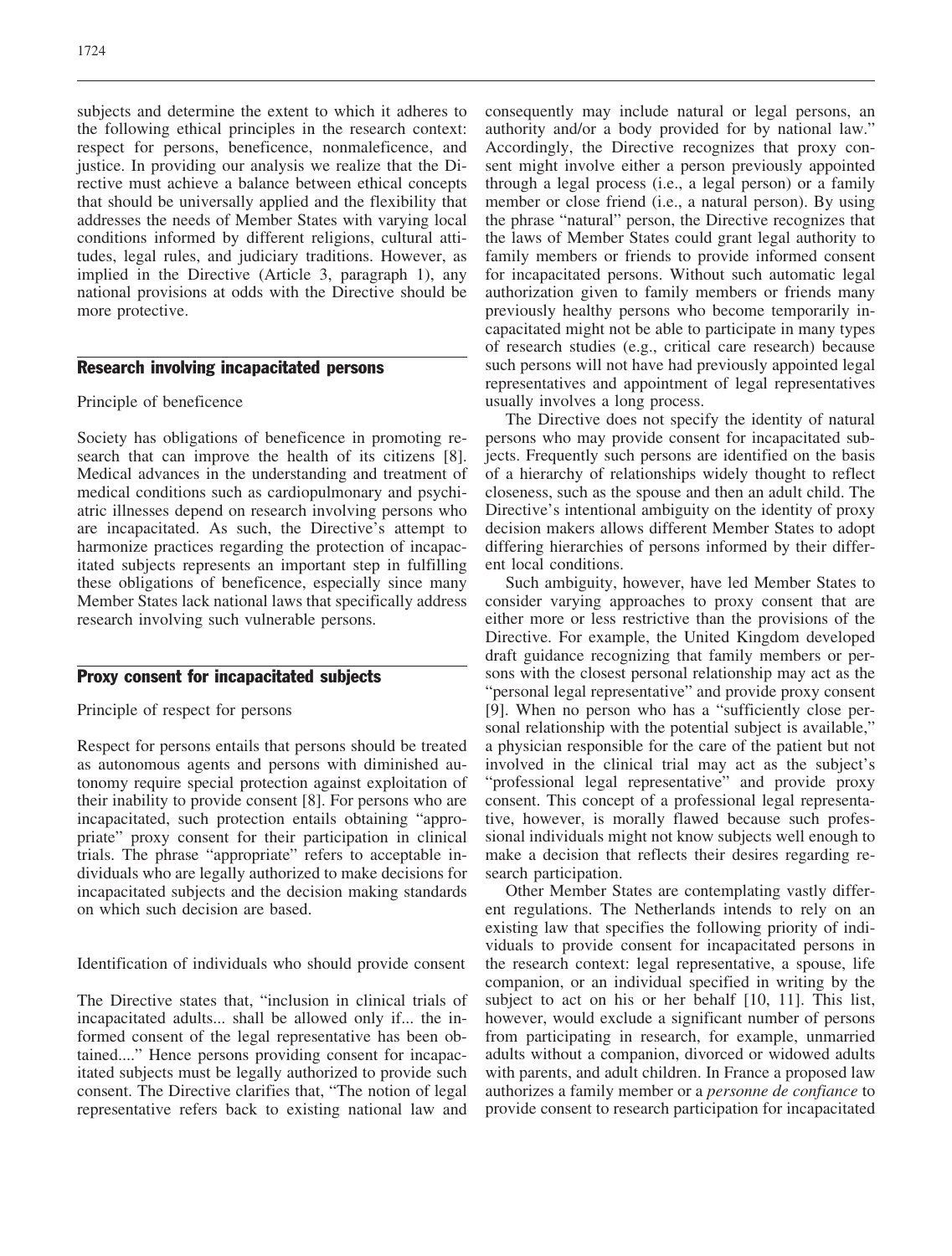subjects and determine the extent to which it adheres to the following ethical principles in the research context: respect for persons, beneficence, nonmaleficence, and justice. In providing our analysis we realize that the Directive must achieve a balance between ethical concepts that should be universally applied and the flexibility that addresses the needs of Member States with varying local conditions informed by different religions, cultural attitudes, legal rules, and judiciary traditions. However, as implied in the Directive (Article 3, paragraph 1), any national provisions at odds with the Directive should be more protective.

## Research involving incapacitated persons

### Principle of beneficence

Society has obligations of beneficence in promoting research that can improve the health of its citizens [8]. Medical advances in the understanding and treatment of medical conditions such as cardiopulmonary and psychiatric illnesses depend on research involving persons who are incapacitated. As such, the Directive's attempt to harmonize practices regarding the protection of incapacitated subjects represents an important step in fulfilling these obligations of beneficence, especially since many Member States lack national laws that specifically address research involving such vulnerable persons.

## Proxy consent for incapacitated subjects

### Principle of respect for persons

Respect for persons entails that persons should be treated as autonomous agents and persons with diminished autonomy require special protection against exploitation of their inability to provide consent [8]. For persons who are incapacitated, such protection entails obtaining "appropriate" proxy consent for their participation in clinical trials. The phrase "appropriate" refers to acceptable individuals who are legally authorized to make decisions for incapacitated subjects and the decision making standards on which such decision are based.

### Identification of individuals who should provide consent

The Directive states that, "inclusion in clinical trials of incapacitated adults... shall be allowed only if... the informed consent of the legal representative has been obtained...." Hence persons providing consent for incapacitated subjects must be legally authorized to provide such consent. The Directive clarifies that, "The notion of legal representative refers back to existing national law and consequently may include natural or legal persons, an authority and/or a body provided for by national law." Accordingly, the Directive recognizes that proxy consent might involve either a person previously appointed through a legal process (i.e., a legal person) or a family member or close friend (i.e., a natural person). By using the phrase "natural" person, the Directive recognizes that the laws of Member States could grant legal authority to family members or friends to provide informed consent for incapacitated persons. Without such automatic legal authorization given to family members or friends many previously healthy persons who become temporarily incapacitated might not be able to participate in many types of research studies (e.g., critical care research) because such persons will not have had previously appointed legal representatives and appointment of legal representatives usually involves a long process.

The Directive does not specify the identity of natural persons who may provide consent for incapacitated subjects. Frequently such persons are identified on the basis of a hierarchy of relationships widely thought to reflect closeness, such as the spouse and then an adult child. The Directive's intentional ambiguity on the identity of proxy decision makers allows different Member States to adopt differing hierarchies of persons informed by their different local conditions.

Such ambiguity, however, have led Member States to consider varying approaches to proxy consent that are either more or less restrictive than the provisions of the Directive. For example, the United Kingdom developed draft guidance recognizing that family members or persons with the closest personal relationship may act as the "personal legal representative" and provide proxy consent [9]. When no person who has a "sufficiently close personal relationship with the potential subject is available," a physician responsible for the care of the patient but not involved in the clinical trial may act as the subject's "professional legal representative" and provide proxy consent. This concept of a professional legal representative, however, is morally flawed because such professional individuals might not know subjects well enough to make a decision that reflects their desires regarding research participation.

Other Member States are contemplating vastly different regulations. The Netherlands intends to rely on an existing law that specifies the following priority of individuals to provide consent for incapacitated persons in the research context: legal representative, a spouse, life companion, or an individual specified in writing by the subject to act on his or her behalf [10, 11]. This list, however, would exclude a significant number of persons from participating in research, for example, unmarried adults without a companion, divorced or widowed adults with parents, and adult children. In France a proposed law authorizes a family member or a *personne de confiance* to provide consent to research participation for incapacitated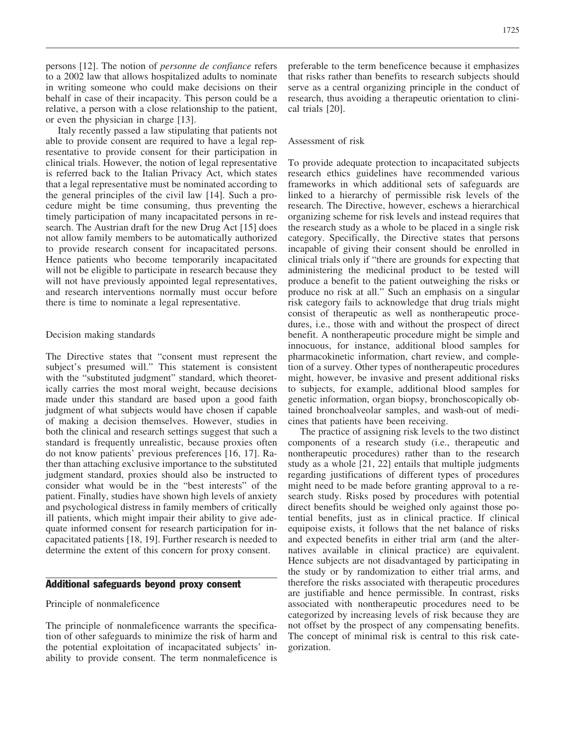persons [12]. The notion of *personne de confiance* refers to a 2002 law that allows hospitalized adults to nominate in writing someone who could make decisions on their behalf in case of their incapacity. This person could be a relative, a person with a close relationship to the patient, or even the physician in charge [13].

Italy recently passed a law stipulating that patients not able to provide consent are required to have a legal representative to provide consent for their participation in clinical trials. However, the notion of legal representative is referred back to the Italian Privacy Act, which states that a legal representative must be nominated according to the general principles of the civil law [14]. Such a procedure might be time consuming, thus preventing the timely participation of many incapacitated persons in research. The Austrian draft for the new Drug Act [15] does not allow family members to be automatically authorized to provide research consent for incapacitated persons. Hence patients who become temporarily incapacitated will not be eligible to participate in research because they will not have previously appointed legal representatives, and research interventions normally must occur before there is time to nominate a legal representative.

### Decision making standards

The Directive states that "consent must represent the subject's presumed will." This statement is consistent with the "substituted judgment" standard, which theoretically carries the most moral weight, because decisions made under this standard are based upon a good faith judgment of what subjects would have chosen if capable of making a decision themselves. However, studies in both the clinical and research settings suggest that such a standard is frequently unrealistic, because proxies often do not know patients' previous preferences [16, 17]. Rather than attaching exclusive importance to the substituted judgment standard, proxies should also be instructed to consider what would be in the "best interests" of the patient. Finally, studies have shown high levels of anxiety and psychological distress in family members of critically ill patients, which might impair their ability to give adequate informed consent for research participation for incapacitated patients [18, 19]. Further research is needed to determine the extent of this concern for proxy consent.

## Additional safeguards beyond proxy consent

### Principle of nonmaleficence

The principle of nonmaleficence warrants the specification of other safeguards to minimize the risk of harm and the potential exploitation of incapacitated subjects' inability to provide consent. The term nonmaleficence is preferable to the term beneficence because it emphasizes that risks rather than benefits to research subjects should serve as a central organizing principle in the conduct of research, thus avoiding a therapeutic orientation to clinical trials [20].

### Assessment of risk

To provide adequate protection to incapacitated subjects research ethics guidelines have recommended various frameworks in which additional sets of safeguards are linked to a hierarchy of permissible risk levels of the research. The Directive, however, eschews a hierarchical organizing scheme for risk levels and instead requires that the research study as a whole to be placed in a single risk category. Specifically, the Directive states that persons incapable of giving their consent should be enrolled in clinical trials only if "there are grounds for expecting that administering the medicinal product to be tested will produce a benefit to the patient outweighing the risks or produce no risk at all." Such an emphasis on a singular risk category fails to acknowledge that drug trials might consist of therapeutic as well as nontherapeutic procedures, i.e., those with and without the prospect of direct benefit. A nontherapeutic procedure might be simple and innocuous, for instance, additional blood samples for pharmacokinetic information, chart review, and completion of a survey. Other types of nontherapeutic procedures might, however, be invasive and present additional risks to subjects, for example, additional blood samples for genetic information, organ biopsy, bronchoscopically obtained bronchoalveolar samples, and wash-out of medicines that patients have been receiving.

The practice of assigning risk levels to the two distinct components of a research study (i.e., therapeutic and nontherapeutic procedures) rather than to the research study as a whole [21, 22] entails that multiple judgments regarding justifications of different types of procedures might need to be made before granting approval to a research study. Risks posed by procedures with potential direct benefits should be weighed only against those potential benefits, just as in clinical practice. If clinical equipoise exists, it follows that the net balance of risks and expected benefits in either trial arm (and the alternatives available in clinical practice) are equivalent. Hence subjects are not disadvantaged by participating in the study or by randomization to either trial arms, and therefore the risks associated with therapeutic procedures are justifiable and hence permissible. In contrast, risks associated with nontherapeutic procedures need to be categorized by increasing levels of risk because they are not offset by the prospect of any compensating benefits. The concept of minimal risk is central to this risk categorization.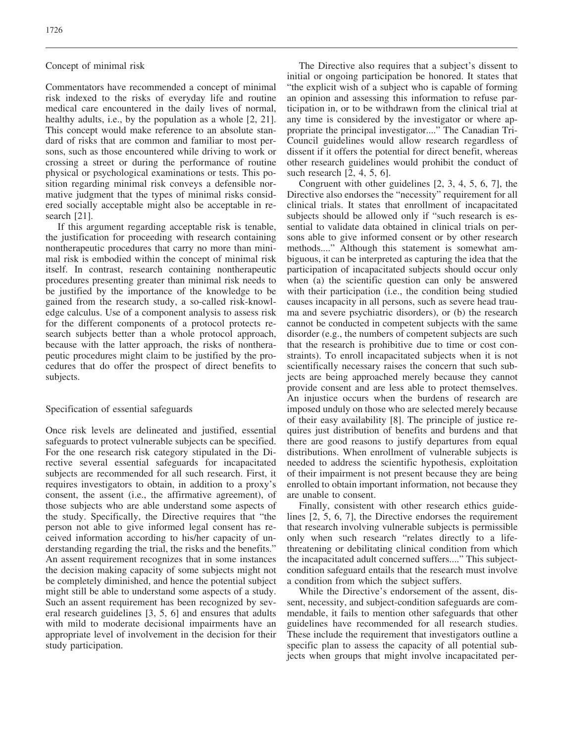## Concept of minimal risk

Commentators have recommended a concept of minimal risk indexed to the risks of everyday life and routine medical care encountered in the daily lives of normal, healthy adults, i.e., by the population as a whole [2, 21]. This concept would make reference to an absolute standard of risks that are common and familiar to most persons, such as those encountered while driving to work or crossing a street or during the performance of routine physical or psychological examinations or tests. This position regarding minimal risk conveys a defensible normative judgment that the types of minimal risks considered socially acceptable might also be acceptable in research [21].

If this argument regarding acceptable risk is tenable, the justification for proceeding with research containing nontherapeutic procedures that carry no more than minimal risk is embodied within the concept of minimal risk itself. In contrast, research containing nontherapeutic procedures presenting greater than minimal risk needs to be justified by the importance of the knowledge to be gained from the research study, a so-called risk-knowledge calculus. Use of a component analysis to assess risk for the different components of a protocol protects research subjects better than a whole protocol approach, because with the latter approach, the risks of nontherapeutic procedures might claim to be justified by the procedures that do offer the prospect of direct benefits to subjects.

## Specification of essential safeguards

Once risk levels are delineated and justified, essential safeguards to protect vulnerable subjects can be specified. For the one research risk category stipulated in the Directive several essential safeguards for incapacitated subjects are recommended for all such research. First, it requires investigators to obtain, in addition to a proxy's consent, the assent (i.e., the affirmative agreement), of those subjects who are able understand some aspects of the study. Specifically, the Directive requires that "the person not able to give informed legal consent has received information according to his/her capacity of understanding regarding the trial, the risks and the benefits." An assent requirement recognizes that in some instances the decision making capacity of some subjects might not be completely diminished, and hence the potential subject might still be able to understand some aspects of a study. Such an assent requirement has been recognized by several research guidelines [3, 5, 6] and ensures that adults with mild to moderate decisional impairments have an appropriate level of involvement in the decision for their study participation.

The Directive also requires that a subject's dissent to initial or ongoing participation be honored. It states that "the explicit wish of a subject who is capable of forming an opinion and assessing this information to refuse participation in, or to be withdrawn from the clinical trial at any time is considered by the investigator or where appropriate the principal investigator...." The Canadian Tri-Council guidelines would allow research regardless of dissent if it offers the potential for direct benefit, whereas other research guidelines would prohibit the conduct of such research [2, 4, 5, 6].

Congruent with other guidelines [2, 3, 4, 5, 6, 7], the Directive also endorses the "necessity" requirement for all clinical trials. It states that enrollment of incapacitated subjects should be allowed only if "such research is essential to validate data obtained in clinical trials on persons able to give informed consent or by other research methods...." Although this statement is somewhat ambiguous, it can be interpreted as capturing the idea that the participation of incapacitated subjects should occur only when (a) the scientific question can only be answered with their participation (i.e., the condition being studied causes incapacity in all persons, such as severe head trauma and severe psychiatric disorders), or (b) the research cannot be conducted in competent subjects with the same disorder (e.g., the numbers of competent subjects are such that the research is prohibitive due to time or cost constraints). To enroll incapacitated subjects when it is not scientifically necessary raises the concern that such subjects are being approached merely because they cannot provide consent and are less able to protect themselves. An injustice occurs when the burdens of research are imposed unduly on those who are selected merely because of their easy availability [8]. The principle of justice requires just distribution of benefits and burdens and that there are good reasons to justify departures from equal distributions. When enrollment of vulnerable subjects is needed to address the scientific hypothesis, exploitation of their impairment is not present because they are being enrolled to obtain important information, not because they are unable to consent.

Finally, consistent with other research ethics guidelines [2, 5, 6, 7], the Directive endorses the requirement that research involving vulnerable subjects is permissible only when such research "relates directly to a life-threatening or debilitating clinical condition from which the incapacitated adult concerned suffers...." This subject-condition safeguard entails that the research must involve a condition from which the subject suffers.

While the Directive's endorsement of the assent, dissent, necessity, and subject-condition safeguards are commendable, it fails to mention other safeguards that other guidelines have recommended for all research studies. These include the requirement that investigators outline a specific plan to assess the capacity of all potential subjects when groups that might involve incapacitated per-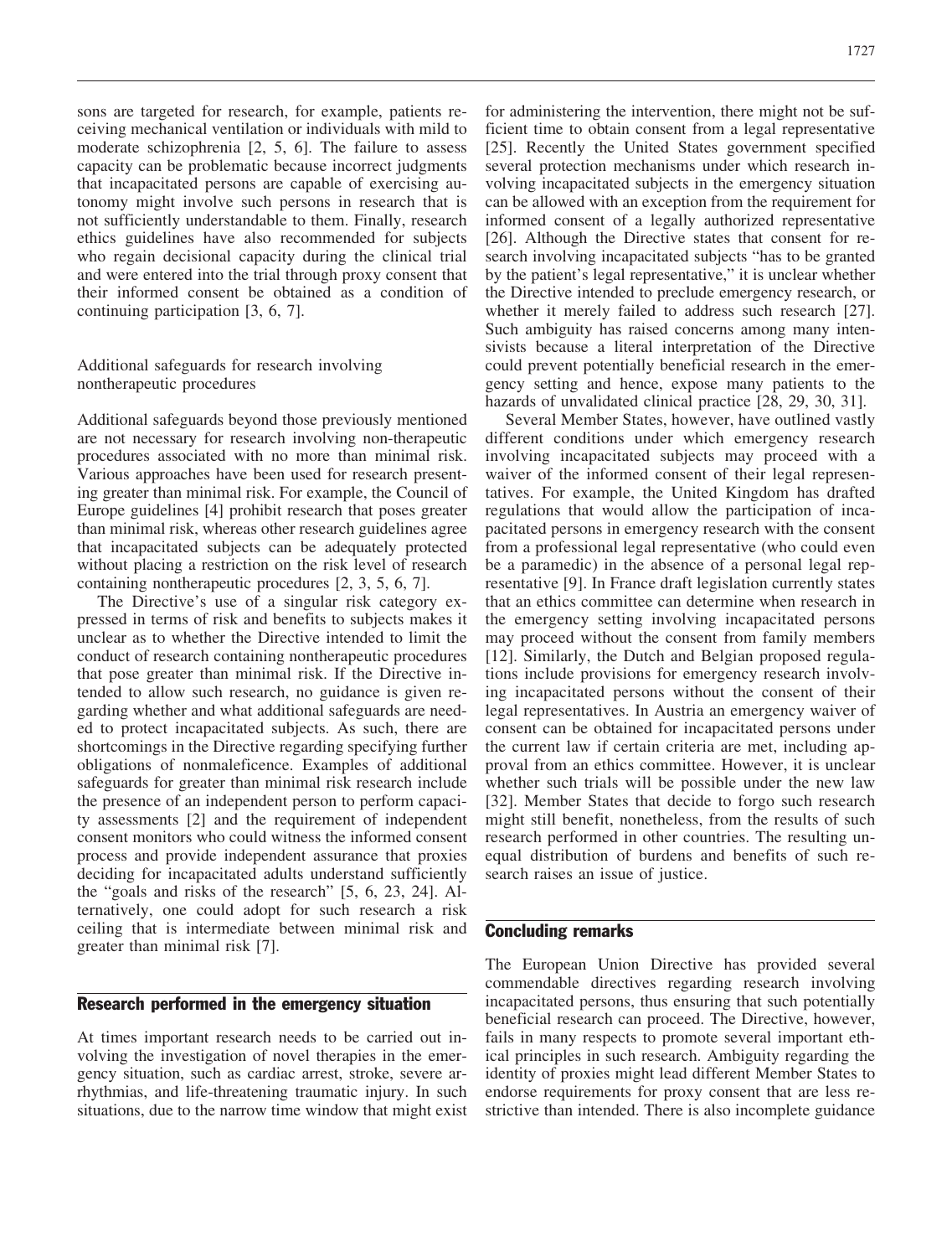sons are targeted for research, for example, patients receiving mechanical ventilation or individuals with mild to moderate schizophrenia [2, 5, 6]. The failure to assess capacity can be problematic because incorrect judgments that incapacitated persons are capable of exercising autonomy might involve such persons in research that is not sufficiently understandable to them. Finally, research ethics guidelines have also recommended for subjects who regain decisional capacity during the clinical trial and were entered into the trial through proxy consent that their informed consent be obtained as a condition of continuing participation [3, 6, 7].

### Additional safeguards for research involving nontherapeutic procedures

Additional safeguards beyond those previously mentioned are not necessary for research involving non-therapeutic procedures associated with no more than minimal risk. Various approaches have been used for research presenting greater than minimal risk. For example, the Council of Europe guidelines [4] prohibit research that poses greater than minimal risk, whereas other research guidelines agree that incapacitated subjects can be adequately protected without placing a restriction on the risk level of research containing nontherapeutic procedures [2, 3, 5, 6, 7].

The Directive's use of a singular risk category expressed in terms of risk and benefits to subjects makes it unclear as to whether the Directive intended to limit the conduct of research containing nontherapeutic procedures that pose greater than minimal risk. If the Directive intended to allow such research, no guidance is given regarding whether and what additional safeguards are needed to protect incapacitated subjects. As such, there are shortcomings in the Directive regarding specifying further obligations of nonmaleficence. Examples of additional safeguards for greater than minimal risk research include the presence of an independent person to perform capacity assessments [2] and the requirement of independent consent monitors who could witness the informed consent process and provide independent assurance that proxies deciding for incapacitated adults understand sufficiently the "goals and risks of the research" [5, 6, 23, 24]. Alternatively, one could adopt for such research a risk ceiling that is intermediate between minimal risk and greater than minimal risk [7].

## Research performed in the emergency situation

At times important research needs to be carried out involving the investigation of novel therapies in the emergency situation, such as cardiac arrest, stroke, severe arrhythmias, and life-threatening traumatic injury. In such situations, due to the narrow time window that might exist for administering the intervention, there might not be sufficient time to obtain consent from a legal representative [25]. Recently the United States government specified several protection mechanisms under which research involving incapacitated subjects in the emergency situation can be allowed with an exception from the requirement for informed consent of a legally authorized representative [26]. Although the Directive states that consent for research involving incapacitated subjects "has to be granted by the patient's legal representative," it is unclear whether the Directive intended to preclude emergency research, or whether it merely failed to address such research [27]. Such ambiguity has raised concerns among many intensivists because a literal interpretation of the Directive could prevent potentially beneficial research in the emergency setting and hence, expose many patients to the hazards of unvalidated clinical practice [28, 29, 30, 31].

Several Member States, however, have outlined vastly different conditions under which emergency research involving incapacitated subjects may proceed with a waiver of the informed consent of their legal representatives. For example, the United Kingdom has drafted regulations that would allow the participation of incapacitated persons in emergency research with the consent from a professional legal representative (who could even be a paramedic) in the absence of a personal legal representative [9]. In France draft legislation currently states that an ethics committee can determine when research in the emergency setting involving incapacitated persons may proceed without the consent from family members [12]. Similarly, the Dutch and Belgian proposed regulations include provisions for emergency research involving incapacitated persons without the consent of their legal representatives. In Austria an emergency waiver of consent can be obtained for incapacitated persons under the current law if certain criteria are met, including approval from an ethics committee. However, it is unclear whether such trials will be possible under the new law [32]. Member States that decide to forgo such research might still benefit, nonetheless, from the results of such research performed in other countries. The resulting unequal distribution of burdens and benefits of such research raises an issue of justice.

## Concluding remarks

The European Union Directive has provided several commendable directives regarding research involving incapacitated persons, thus ensuring that such potentially beneficial research can proceed. The Directive, however, fails in many respects to promote several important ethical principles in such research. Ambiguity regarding the identity of proxies might lead different Member States to endorse requirements for proxy consent that are less restrictive than intended. There is also incomplete guidance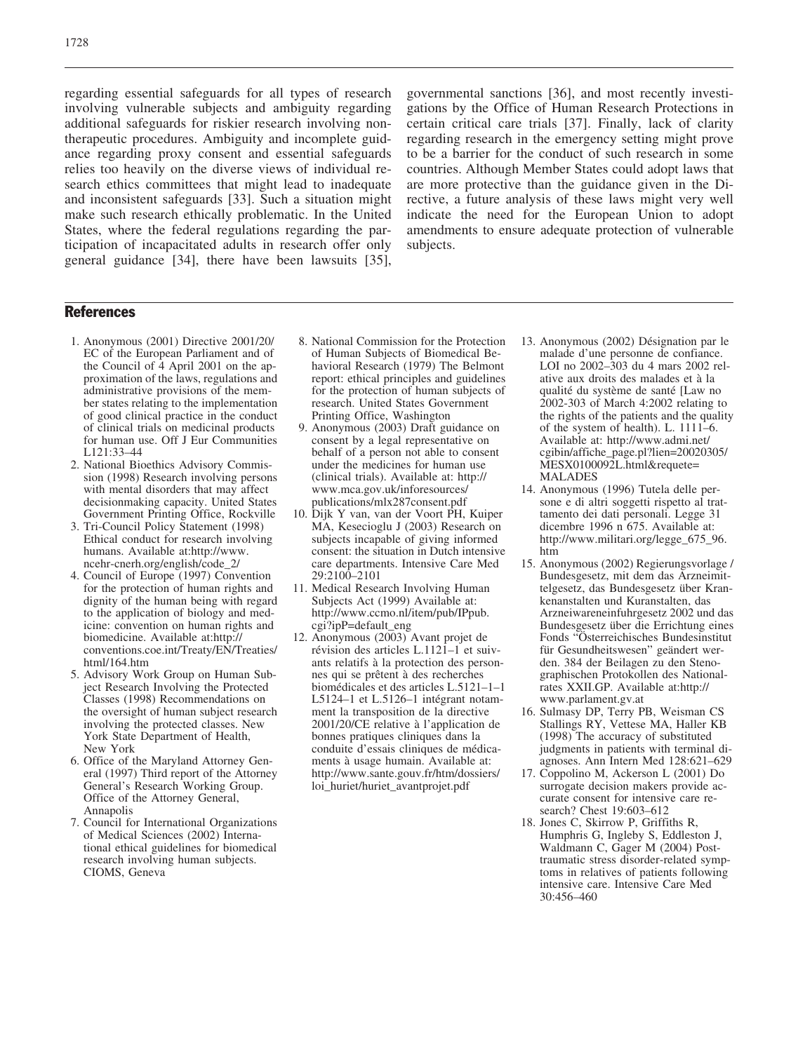regarding essential safeguards for all types of research involving vulnerable subjects and ambiguity regarding additional safeguards for riskier research involving nontherapeutic procedures. Ambiguity and incomplete guidance regarding proxy consent and essential safeguards relies too heavily on the diverse views of individual research ethics committees that might lead to inadequate and inconsistent safeguards [33]. Such a situation might make such research ethically problematic. In the United States, where the federal regulations regarding the participation of incapacitated adults in research offer only general guidance [34], there have been lawsuits [35], governmental sanctions [36], and most recently investigations by the Office of Human Research Protections in certain critical care trials [37]. Finally, lack of clarity regarding research in the emergency setting might prove to be a barrier for the conduct of such research in some countries. Although Member States could adopt laws that are more protective than the guidance given in the Directive, a future analysis of these laws might very well indicate the need for the European Union to adopt amendments to ensure adequate protection of vulnerable subjects.

## References

1. Anonymous (2001) Directive 2001/20/EC of the European Parliament and of the Council of 4 April 2001 on the approximation of the laws, regulations and administrative provisions of the member states relating to the implementation of good clinical practice in the conduct of clinical trials on medicinal products for human use. Off J Eur Communities L121:33–44
2. National Bioethics Advisory Commission (1998) Research involving persons with mental disorders that may affect decisionmaking capacity. United States Government Printing Office, Rockville
3. Tri-Council Policy Statement (1998) Ethical conduct for research involving humans. Available at:http://www.ncehr-cnerh.org/english/code_2/
4. Council of Europe (1997) Convention for the protection of human rights and dignity of the human being with regard to the application of biology and medicine: convention on human rights and biomedicine. Available at:http://conventions.coe.int/Treaty/EN/Treaties/html/164.htm
5. Advisory Work Group on Human Subject Research Involving the Protected Classes (1998) Recommendations on the oversight of human subject research involving the protected classes. New York State Department of Health, New York
6. Office of the Maryland Attorney General (1997) Third report of the Attorney General's Research Working Group. Office of the Attorney General, Annapolis
7. Council for International Organizations of Medical Sciences (2002) International ethical guidelines for biomedical research involving human subjects. CIOMS, Geneva
8. National Commission for the Protection of Human Subjects of Biomedical Behavioral Research (1979) The Belmont report: ethical principles and guidelines for the protection of human subjects of research. United States Government Printing Office, Washington
9. Anonymous (2003) Draft guidance on consent by a legal representative on behalf of a person not able to consent under the medicines for human use (clinical trials). Available at: http://www.mca.gov.uk/inforesources/publications/mlx287consent.pdf
10. Dijk Y van, van der Voort PH, Kuiper MA, Kesecioglu J (2003) Research on subjects incapable of giving informed consent: the situation in Dutch intensive care departments. Intensive Care Med 29:2100–2101
11. Medical Research Involving Human Subjects Act (1999) Available at: http://www.ccmo.nl/item/pub/IPpub.cgi?ipP=default_eng
12. Anonymous (2003) Avant projet de révision des articles L.1121–1 et suivants relatifs à la protection des personnes qui se prêtent à des recherches biomédicales et des articles L.5121–1–1 L5124–1 et L.5126–1 intégrant notamment la transposition de la directive 2001/20/CE relative à l'application de bonnes pratiques cliniques dans la conduite d'essais cliniques de médicaments à usage humain. Available at: http://www.sante.gouv.fr/htm/dossiers/loi_huriet/huriet_avantprojet.pdf
13. Anonymous (2002) Désignation par le malade d'une personne de confiance. LOI no 2002–303 du 4 mars 2002 relative aux droits des malades et à la qualité du système de santé [Law no 2002-303 of March 4:2002 relating to the rights of the patients and the quality of the system of health). L. 1111–6. Available at: http://www.admi.net/cgibin/affiche_page.pl?lien=20020305/MESX0100092L.html&requete=MALADES
14. Anonymous (1996) Tutela delle persone e di altri soggetti rispetto al trattamento dei dati personali. Legge 31 dicembre 1996 n 675. Available at: http://www.militari.org/legge_675_96.htm
15. Anonymous (2002) Regierungsvorlage / Bundesgesetz, mit dem das Arzneimittelgesetz, das Bundesgesetz über Krankenanstalten und Kuranstalten, das Arzneiwareneinfuhrgesetz 2002 und das Bundesgesetz über die Errichtung eines Fonds "Österreichisches Bundesinstitut für Gesundheitswesen" geändert werden. 384 der Beilagen zu den Stenographischen Protokollen des Nationalrates XXII.GP. Available at:http://www.parlament.gv.at
16. Sulmasy DP, Terry PB, Weisman CS Stallings RY, Vettese MA, Haller KB (1998) The accuracy of substituted judgments in patients with terminal diagnoses. Ann Intern Med 128:621–629
17. Coppolino M, Ackerson L (2001) Do surrogate decision makers provide accurate consent for intensive care research? Chest 19:603–612
18. Jones C, Skirrow P, Griffiths R, Humphris G, Ingleby S, Eddleston J, Waldmann C, Gager M (2004) Post-traumatic stress disorder-related symptoms in relatives of patients following intensive care. Intensive Care Med 30:456–460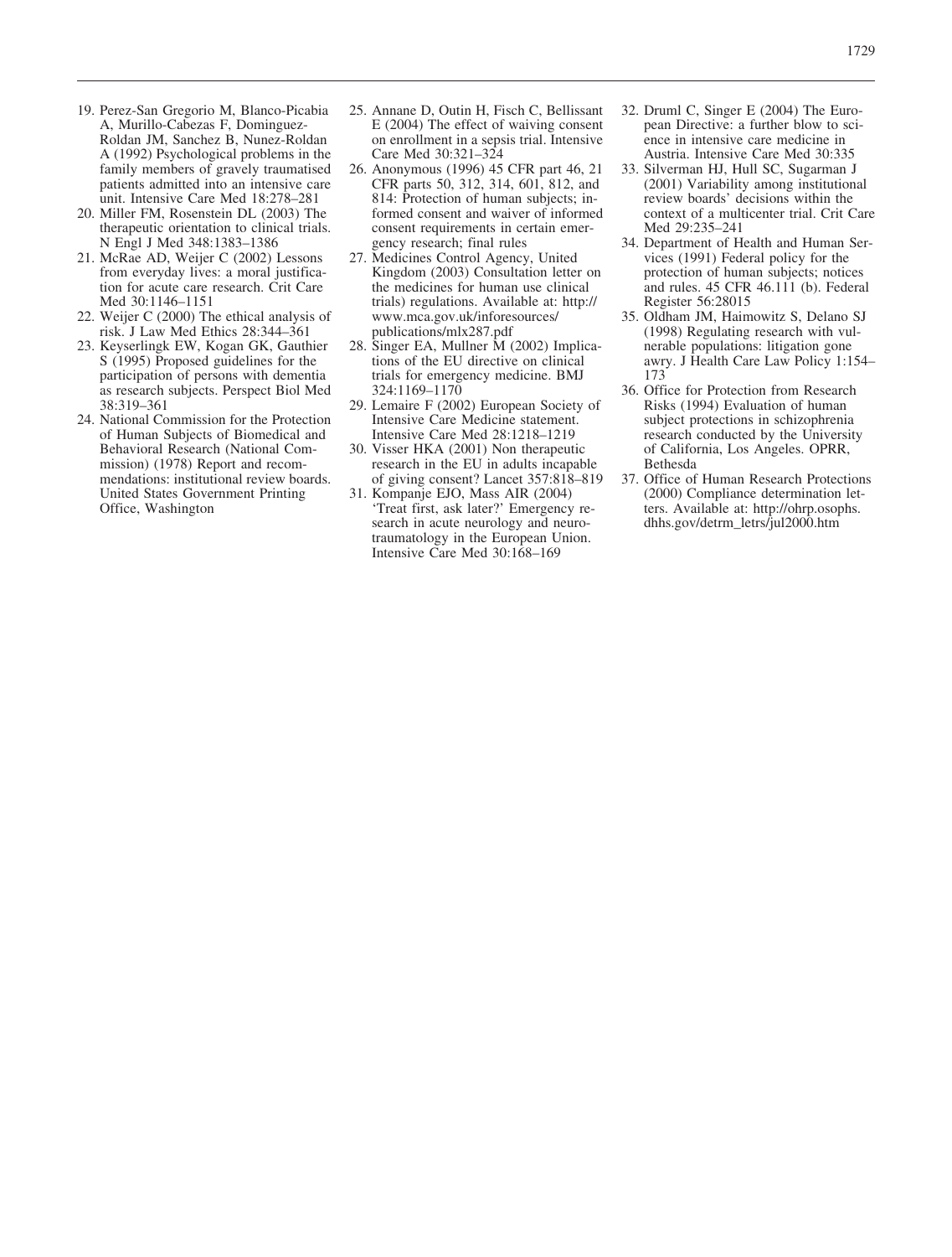19. Perez-San Gregorio M, Blanco-Picabia A, Murillo-Cabezas F, Dominguez-Roldan JM, Sanchez B, Nunez-Roldan A (1992) Psychological problems in the family members of gravely traumatised patients admitted into an intensive care unit. Intensive Care Med 18:278–281
20. Miller FM, Rosenstein DL (2003) The therapeutic orientation to clinical trials. N Engl J Med 348:1383–1386
21. McRae AD, Weijer C (2002) Lessons from everyday lives: a moral justification for acute care research. Crit Care Med 30:1146–1151
22. Weijer C (2000) The ethical analysis of risk. J Law Med Ethics 28:344–361
23. Keyserlingk EW, Kogan GK, Gauthier S (1995) Proposed guidelines for the participation of persons with dementia as research subjects. Perspect Biol Med 38:319–361
24. National Commission for the Protection of Human Subjects of Biomedical and Behavioral Research (National Commission) (1978) Report and recommendations: institutional review boards. United States Government Printing Office, Washington
25. Annane D, Outin H, Fisch C, Bellissant E (2004) The effect of waiving consent on enrollment in a sepsis trial. Intensive Care Med 30:321–324
26. Anonymous (1996) 45 CFR part 46, 21 CFR parts 50, 312, 314, 601, 812, and 814: Protection of human subjects; informed consent and waiver of informed consent requirements in certain emergency research; final rules
27. Medicines Control Agency, United Kingdom (2003) Consultation letter on the medicines for human use clinical trials) regulations. Available at: http://www.mca.gov.uk/inforesources/publications/mlx287.pdf
28. Singer EA, Mullner M (2002) Implications of the EU directive on clinical trials for emergency medicine. BMJ 324:1169–1170
29. Lemaire F (2002) European Society of Intensive Care Medicine statement. Intensive Care Med 28:1218–1219
30. Visser HKA (2001) Non therapeutic research in the EU in adults incapable of giving consent? Lancet 357:818–819
31. Kompanje EJO, Mass AIR (2004) 'Treat first, ask later?' Emergency research in acute neurology and neurotraumatology in the European Union. Intensive Care Med 30:168–169
32. Druml C, Singer E (2004) The European Directive: a further blow to science in intensive care medicine in Austria. Intensive Care Med 30:335
33. Silverman HJ, Hull SC, Sugarman J (2001) Variability among institutional review boards' decisions within the context of a multicenter trial. Crit Care Med 29:235–241
34. Department of Health and Human Services (1991) Federal policy for the protection of human subjects; notices and rules. 45 CFR 46.111 (b). Federal Register 56:28015
35. Oldham JM, Haimowitz S, Delano SJ (1998) Regulating research with vulnerable populations: litigation gone awry. J Health Care Law Policy 1:154–173
36. Office for Protection from Research Risks (1994) Evaluation of human subject protections in schizophrenia research conducted by the University of California, Los Angeles. OPRR, Bethesda
37. Office of Human Research Protections (2000) Compliance determination letters. Available at: http://ohrp.osophs.dhhs.gov/detrm_letrs/jul2000.htm